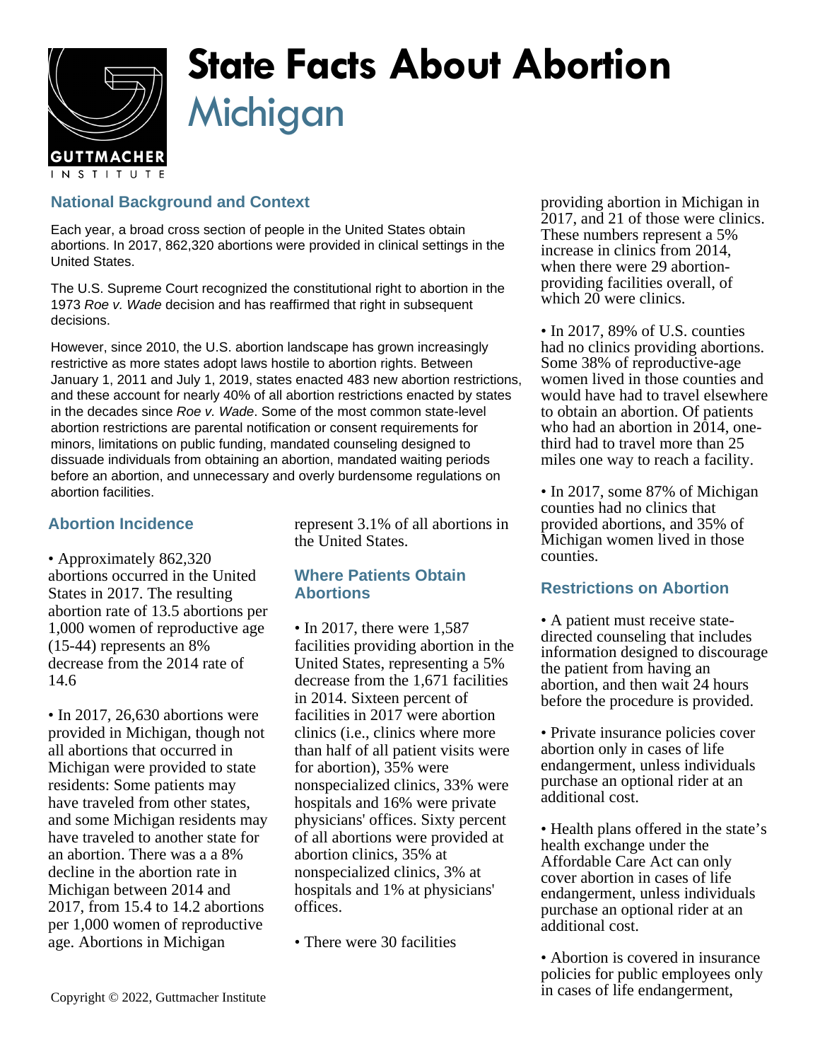# State Facts About Abortion

## Michigan

### National Background and Context

Each year, a broad cross section of people in the United States obtain abortions. In 2017, 862,320 abortions were provided in clinical settings in the United States.

The U.S. Supreme Court recognized the constitutional right to abortion in the 1973 *Roe v. Wade* decision and has reaffirmed that right in subsequent decisions.

However, since 2010, the U.S. abortion landscape has grown increasingly restrictive as more states adopt laws hostile to abortion rights. Between January 1, 2011 and July 1, 2019, states enacted 483 new abortion restrictions, and these account for nearly 40% of all abortion restrictions enacted by states in the decades since *Roe v. Wade*. Some of the most common state-level abortion restrictions are parental notification or consent requirements for minors, limitations on public funding, mandated counseling designed to dissuade individuals from obtaining an abortion, mandated waiting periods before an abortion, and unnecessary and overly burdensome regulations on abortion facilities.

### Abortion Incidence

• Approximately 862,320 abortions occurred in the United States in 2017. The resulting abortion rate of 13.5 abortions per 1,000 women of reproductive age (15-44) represents an 8% decrease from the 2014 rate of 14.6

• In 2017, 26,630 abortions were provided in Michigan, though not all abortions that occurred in Michigan were provided to state residents: Some patients may have traveled from other states, and some Michigan residents may have traveled to another state for an abortion. There was a a 8% decline in the abortion rate in Michigan between 2014 and 2017, from 15.4 to 14.2 abortions per 1,000 women of reproductive age. Abortions in Michigan represent 3.1% of all abortions in the United States.

### Where Patients Obtain Abortions

• In 2017, there were 1,587 facilities providing abortion in the United States, representing a 5% decrease from the 1,671 facilities in 2014. Sixteen percent of facilities in 2017 were abortion clinics (i.e., clinics where more than half of all patient visits were for abortion), 35% were nonspecialized clinics, 33% were hospitals and 16% were private physicians' offices. Sixty percent of all abortions were provided at abortion clinics, 35% at nonspecialized clinics, 3% at hospitals and 1% at physicians' offices.

• There were 30 facilities providing abortion in Michigan in 2017, and 21 of those were clinics. These numbers represent a 5% increase in clinics from 2014, when there were 29 abortion-providing facilities overall, of which 20 were clinics.

• In 2017, 89% of U.S. counties had no clinics providing abortions. Some 38% of reproductive-age women lived in those counties and would have had to travel elsewhere to obtain an abortion. Of patients who had an abortion in 2014, one-third had to travel more than 25 miles one way to reach a facility.

• In 2017, some 87% of Michigan counties had no clinics that provided abortions, and 35% of Michigan women lived in those counties.

### Restrictions on Abortion

• A patient must receive state-directed counseling that includes information designed to discourage the patient from having an abortion, and then wait 24 hours before the procedure is provided.

• Private insurance policies cover abortion only in cases of life endangerment, unless individuals purchase an optional rider at an additional cost.

• Health plans offered in the state's health exchange under the Affordable Care Act can only cover abortion in cases of life endangerment, unless individuals purchase an optional rider at an additional cost.

• Abortion is covered in insurance policies for public employees only in cases of life endangerment,

Copyright © 2022, Guttmacher Institute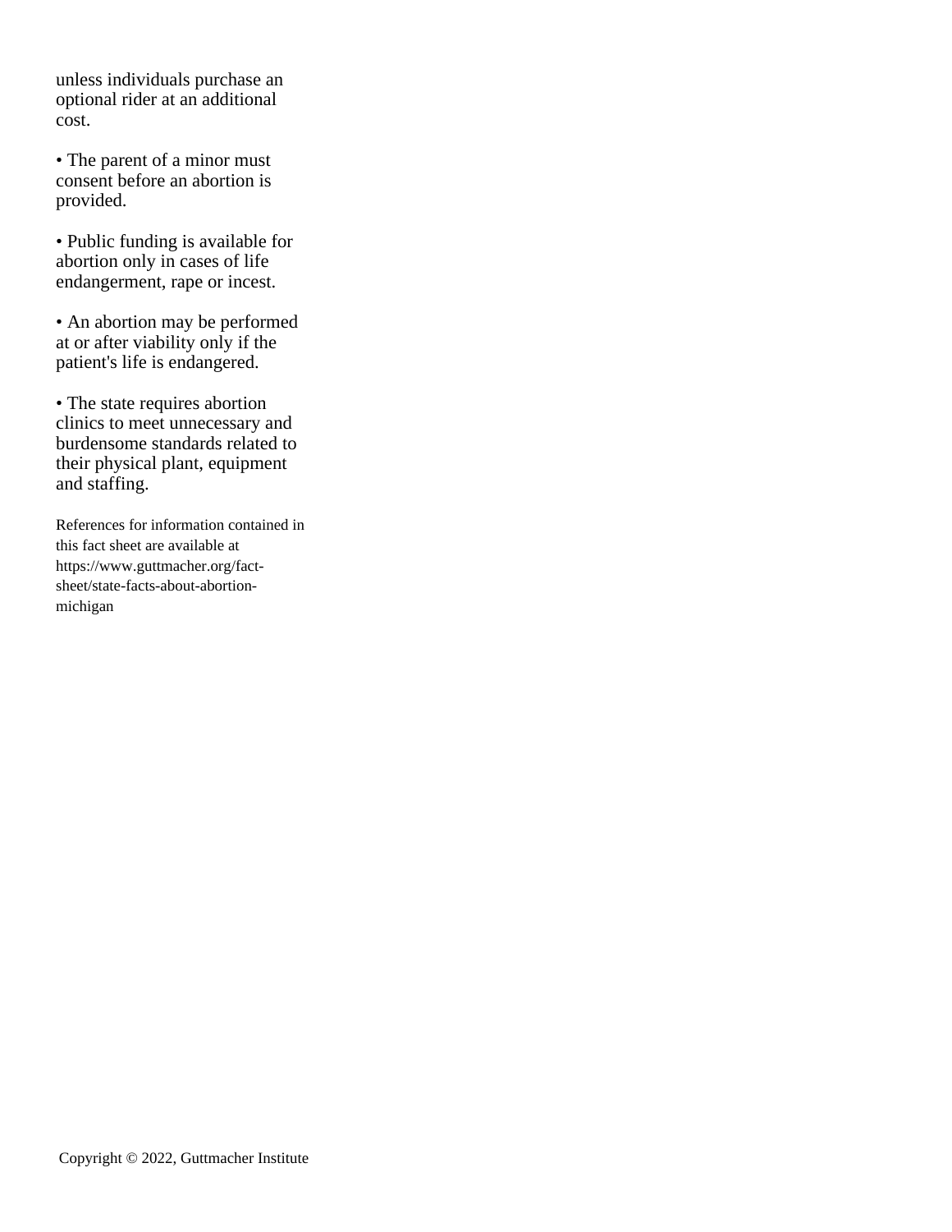unless individuals purchase an optional rider at an additional cost.

- The parent of a minor must consent before an abortion is provided.

- Public funding is available for abortion only in cases of life endangerment, rape or incest.

- An abortion may be performed at or after viability only if the patient's life is endangered.

- The state requires abortion clinics to meet unnecessary and burdensome standards related to their physical plant, equipment and staffing.

References for information contained in this fact sheet are available at https://www.guttmacher.org/fact-sheet/state-facts-about-abortion-michigan

Copyright © 2022, Guttmacher Institute